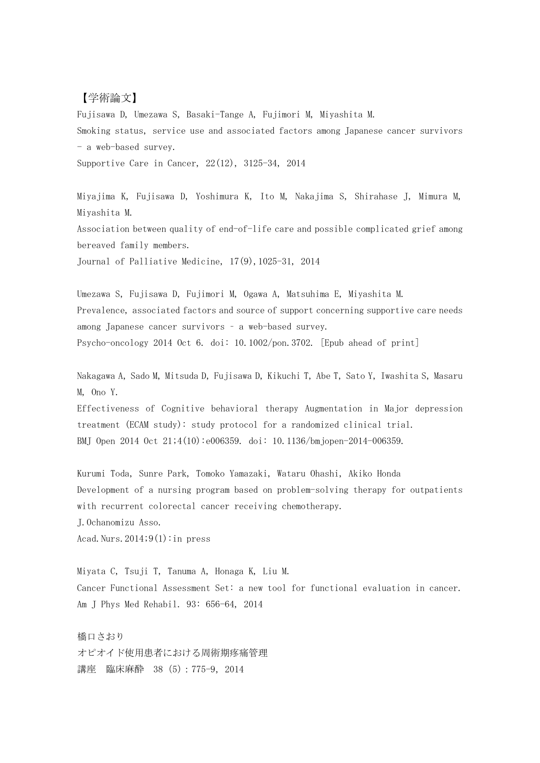【学術論文】

Fujisawa D, Umezawa S, Basaki-Tange A, Fujimori M, Miyashita M.
Smoking status, service use and associated factors among Japanese cancer survivors - a web-based survey.
Supportive Care in Cancer, 22(12), 3125-34, 2014

Miyajima K, Fujisawa D, Yoshimura K, Ito M, Nakajima S, Shirahase J, Mimura M, Miyashita M.
Association between quality of end-of-life care and possible complicated grief among bereaved family members.
Journal of Palliative Medicine, 17(9),1025-31, 2014

Umezawa S, Fujisawa D, Fujimori M, Ogawa A, Matsuhima E, Miyashita M.
Prevalence, associated factors and source of support concerning supportive care needs among Japanese cancer survivors – a web-based survey.
Psycho-oncology 2014 Oct 6. doi: 10.1002/pon.3702. [Epub ahead of print]

Nakagawa A, Sado M, Mitsuda D, Fujisawa D, Kikuchi T, Abe T, Sato Y, Iwashita S, Masaru M, Ono Y.
Effectiveness of Cognitive behavioral therapy Augmentation in Major depression treatment (ECAM study): study protocol for a randomized clinical trial.
BMJ Open 2014 Oct 21;4(10):e006359. doi: 10.1136/bmjopen-2014-006359.

Kurumi Toda, Sunre Park, Tomoko Yamazaki, Wataru Ohashi, Akiko Honda
Development of a nursing program based on problem-solving therapy for outpatients with recurrent colorectal cancer receiving chemotherapy.
J.Ochanomizu Asso.
Acad.Nurs.2014;9(1):in press

Miyata C, Tsuji T, Tanuma A, Honaga K, Liu M.
Cancer Functional Assessment Set: a new tool for functional evaluation in cancer.
Am J Phys Med Rehabil. 93: 656-64, 2014

橋口さおり
オピオイド使用患者における周術期疼痛管理
講座　臨床麻酔　38 (5) : 775-9, 2014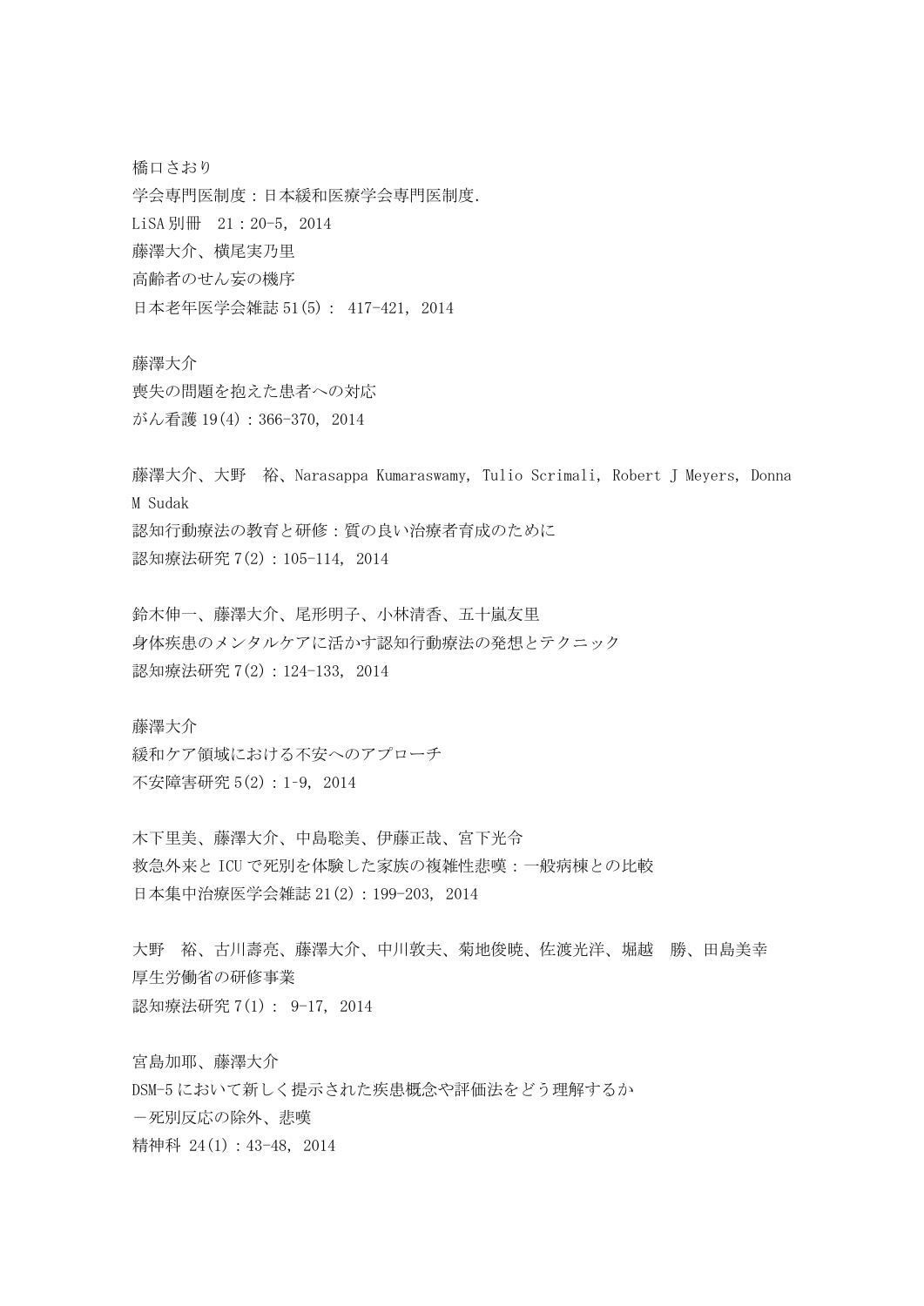橋口さおり
学会専門医制度：日本緩和医療学会専門医制度.
LiSA別冊　21：20-5, 2014
藤澤大介、横尾実乃里
高齢者のせん妄の機序
日本老年医学会雑誌 51(5)： 417-421, 2014

藤澤大介
喪失の問題を抱えた患者への対応
がん看護 19(4)：366-370, 2014

藤澤大介、大野　裕、Narasappa Kumaraswamy, Tulio Scrimali, Robert J Meyers, Donna M Sudak
認知行動療法の教育と研修：質の良い治療者育成のために
認知療法研究 7(2)：105-114, 2014

鈴木伸一、藤澤大介、尾形明子、小林清香、五十嵐友里
身体疾患のメンタルケアに活かす認知行動療法の発想とテクニック
認知療法研究 7(2)：124-133, 2014

藤澤大介
緩和ケア領域における不安へのアプローチ
不安障害研究 5(2)：1-9, 2014

木下里美、藤澤大介、中島聡美、伊藤正哉、宮下光令
救急外来とICUで死別を体験した家族の複雑性悲嘆：一般病棟との比較
日本集中治療医学会雑誌 21(2)：199-203, 2014

大野　裕、古川壽亮、藤澤大介、中川敦夫、菊地俊暁、佐渡光洋、堀越　勝、田島美幸
厚生労働省の研修事業
認知療法研究 7(1)： 9-17, 2014

宮島加耶、藤澤大介
DSM-5において新しく提示された疾患概念や評価法をどう理解するか
－死別反応の除外、悲嘆
精神科 24(1)：43-48, 2014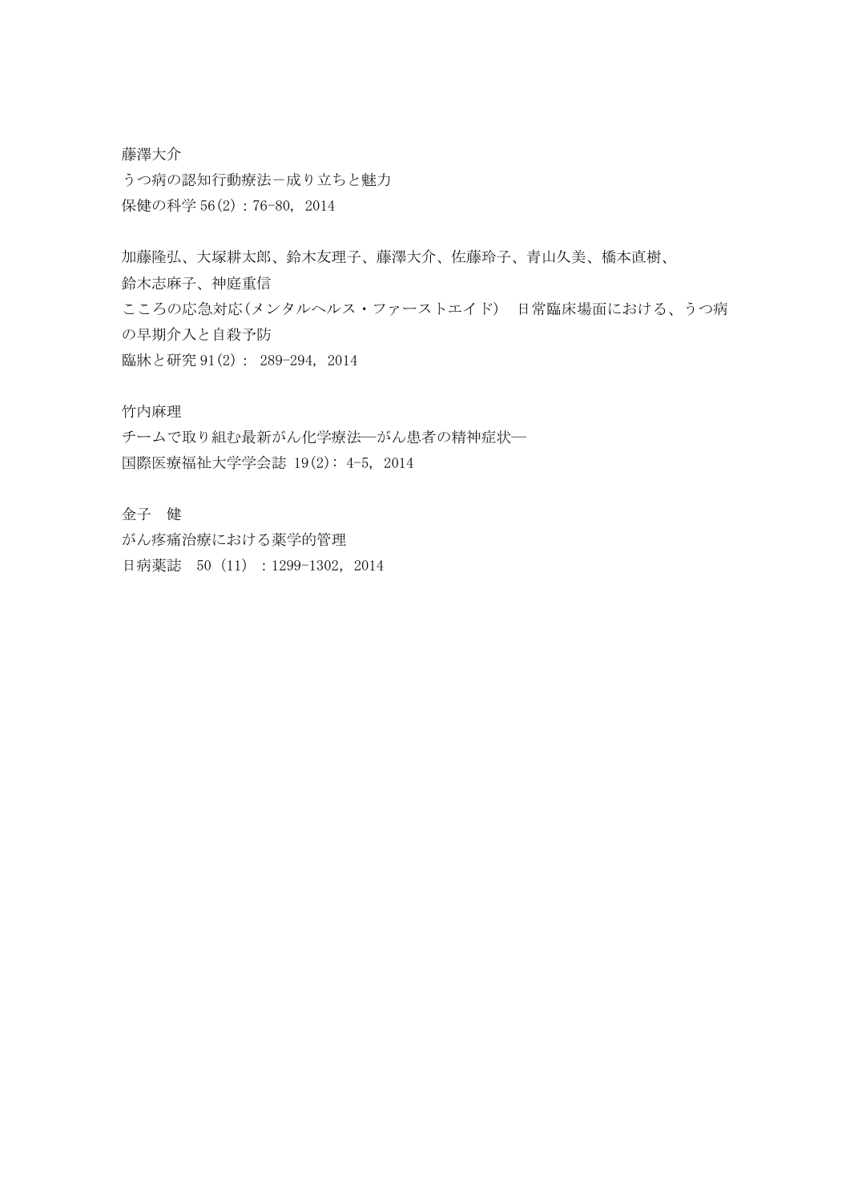藤澤大介
うつ病の認知行動療法－成り立ちと魅力
保健の科学 56(2)：76-80, 2014

加藤隆弘、大塚耕太郎、鈴木友理子、藤澤大介、佐藤玲子、青山久美、橋本直樹、
鈴木志麻子、神庭重信
こころの応急対応(メンタルヘルス・ファーストエイド)　日常臨床場面における、うつ病の早期介入と自殺予防
臨牀と研究 91(2)： 289-294, 2014

竹内麻理
チームで取り組む最新がん化学療法―がん患者の精神症状―
国際医療福祉大学学会誌 19(2)： 4-5, 2014

金子　健
がん疼痛治療における薬学的管理
日病薬誌　50（11）：1299-1302, 2014